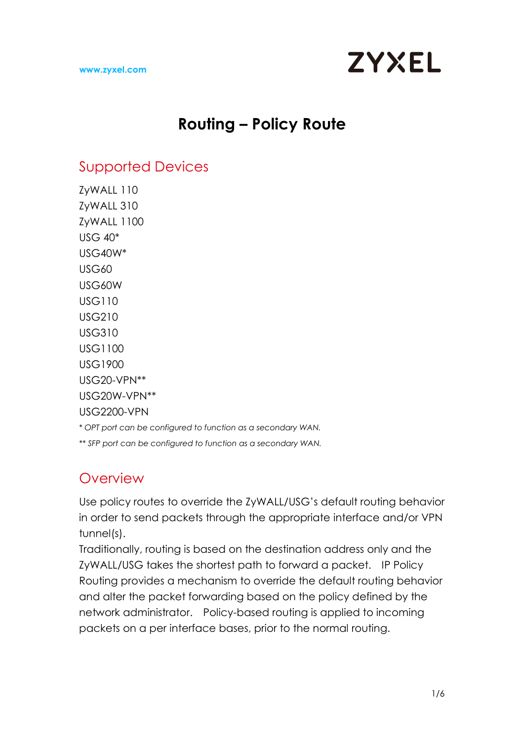www.zyxel.com

ZYXEL

# Routing – Policy Route

## Supported Devices

ZyWALL 110
ZyWALL 310
ZyWALL 1100
USG 40*
USG40W*
USG60
USG60W
USG110
USG210
USG310
USG1100
USG1900
USG20-VPN**
USG20W-VPN**
USG2200-VPN

*\* OPT port can be configured to function as a secondary WAN.*

*\*\* SFP port can be configured to function as a secondary WAN.*

## Overview

Use policy routes to override the ZyWALL/USG's default routing behavior in order to send packets through the appropriate interface and/or VPN tunnel(s).
Traditionally, routing is based on the destination address only and the ZyWALL/USG takes the shortest path to forward a packet. IP Policy Routing provides a mechanism to override the default routing behavior and alter the packet forwarding based on the policy defined by the network administrator. Policy-based routing is applied to incoming packets on a per interface bases, prior to the normal routing.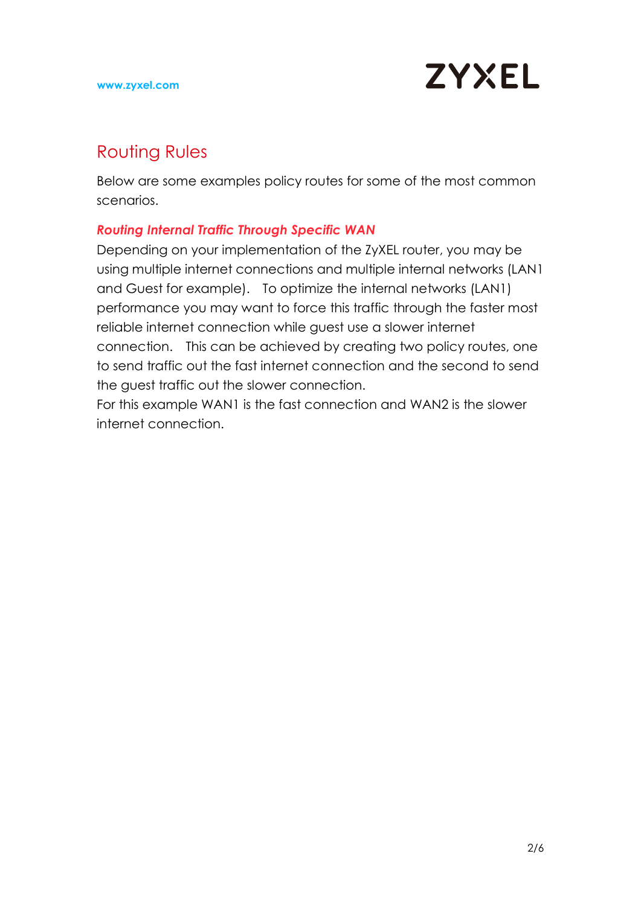## Routing Rules

Below are some examples policy routes for some of the most common scenarios.

### *Routing Internal Traffic Through Specific WAN*

Depending on your implementation of the ZyXEL router, you may be using multiple internet connections and multiple internal networks (LAN1 and Guest for example). To optimize the internal networks (LAN1) performance you may want to force this traffic through the faster most reliable internet connection while guest use a slower internet connection. This can be achieved by creating two policy routes, one to send traffic out the fast internet connection and the second to send the guest traffic out the slower connection.

For this example WAN1 is the fast connection and WAN2 is the slower internet connection.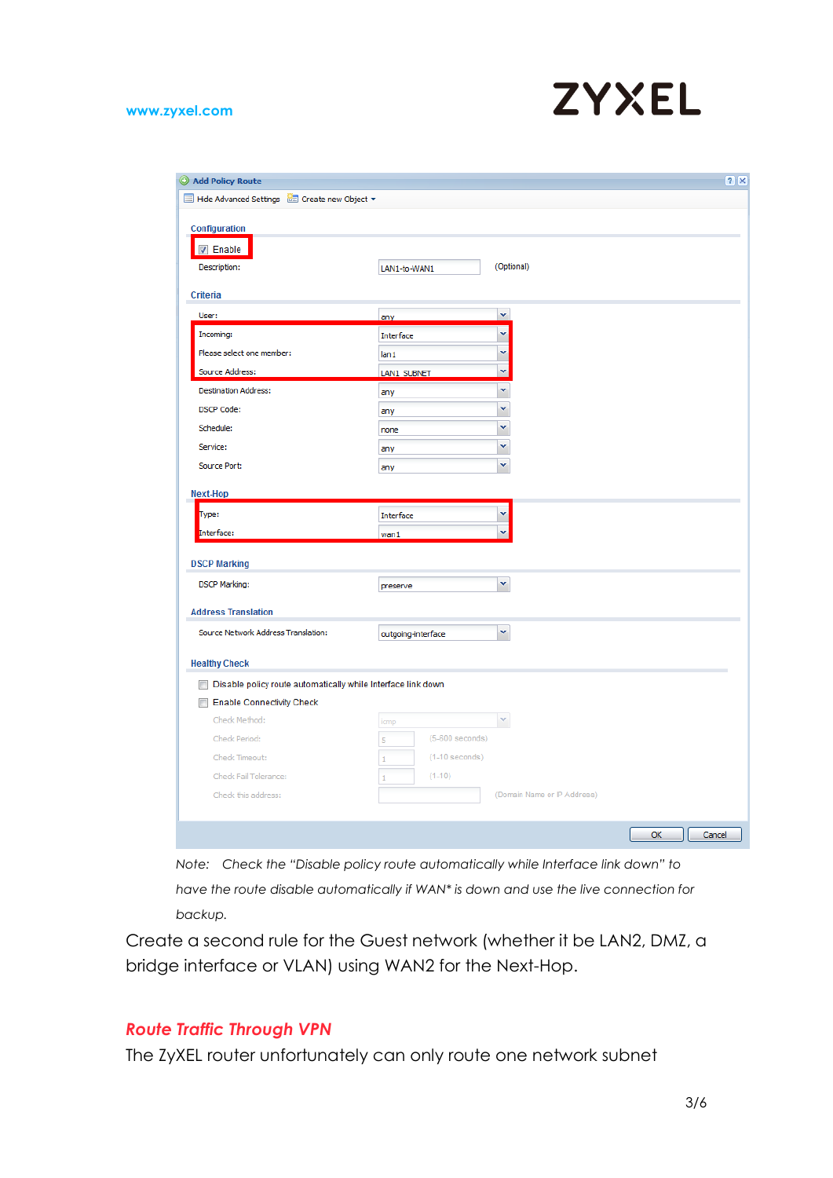Note: *Check the "Disable policy route automatically while Interface link down" to have the route disable automatically if WAN\* is down and use the live connection for backup.*

Create a second rule for the Guest network (whether it be LAN2, DMZ, a bridge interface or VLAN) using WAN2 for the Next-Hop.

## Route Traffic Through VPN

The ZyXEL router unfortunately can only route one network subnet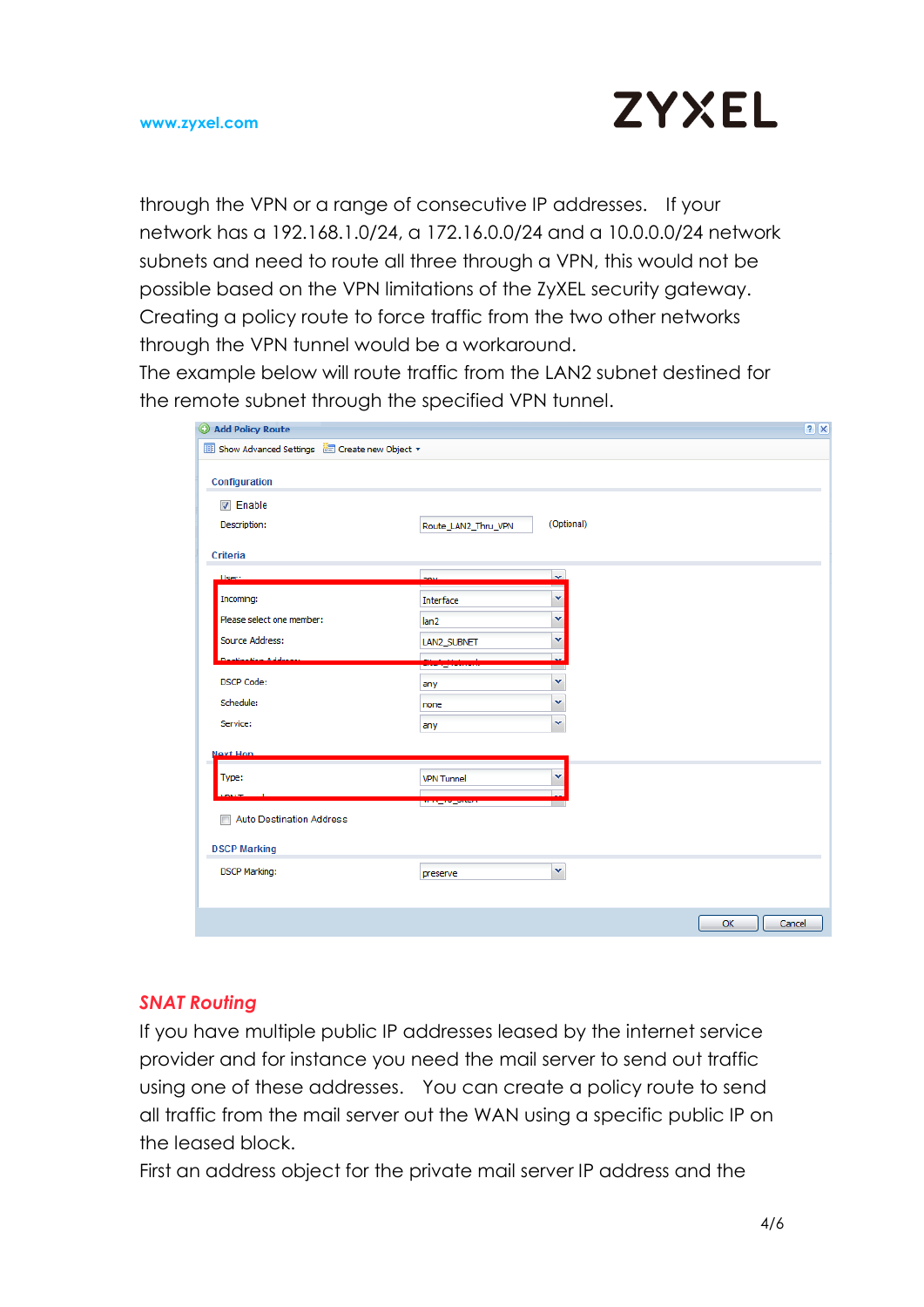through the VPN or a range of consecutive IP addresses. If your network has a 192.168.1.0/24, a 172.16.0.0/24 and a 10.0.0.0/24 network subnets and need to route all three through a VPN, this would not be possible based on the VPN limitations of the ZyXEL security gateway. Creating a policy route to force traffic from the two other networks through the VPN tunnel would be a workaround.

The example below will route traffic from the LAN2 subnet destined for the remote subnet through the specified VPN tunnel.

Add Policy Route

Show Advanced Settings Create new Object

Configuration

Enable

Description: Route_LAN2_Thru_VPN (Optional)

Criteria

User: any

Incoming: Interface

Please select one member: lan2

Source Address: LAN2_SUBNET

Destination Address:

DSCP Code: any

Schedule: none

Service: any

Next Hop

Type: VPN Tunnel

VPN Tunnel:

Auto Destination Address

DSCP Marking

DSCP Marking: preserve

OK Cancel

## *SNAT Routing*

If you have multiple public IP addresses leased by the internet service provider and for instance you need the mail server to send out traffic using one of these addresses. You can create a policy route to send all traffic from the mail server out the WAN using a specific public IP on the leased block.

First an address object for the private mail server IP address and the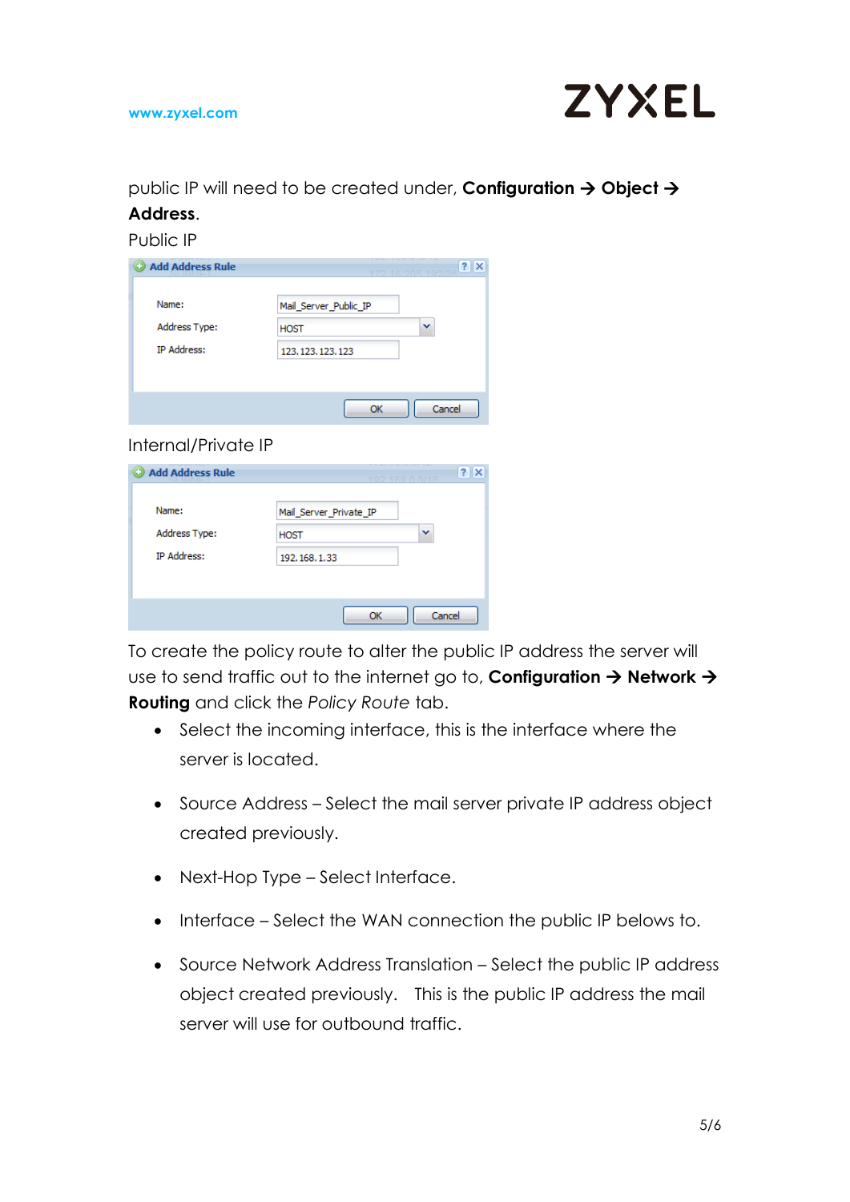public IP will need to be created under, **Configuration → Object → Address**.

Public IP

Add Address Rule

Name: Mail_Server_Public_IP
Address Type: HOST
IP Address: 123.123.123.123

OK Cancel

Internal/Private IP

Add Address Rule

Name: Mail_Server_Private_IP
Address Type: HOST
IP Address: 192.168.1.33

OK Cancel

To create the policy route to alter the public IP address the server will use to send traffic out to the internet go to, **Configuration → Network → Routing** and click the *Policy Route* tab.

- Select the incoming interface, this is the interface where the server is located.
- Source Address – Select the mail server private IP address object created previously.
- Next-Hop Type – Select Interface.
- Interface – Select the WAN connection the public IP belows to.
- Source Network Address Translation – Select the public IP address object created previously. This is the public IP address the mail server will use for outbound traffic.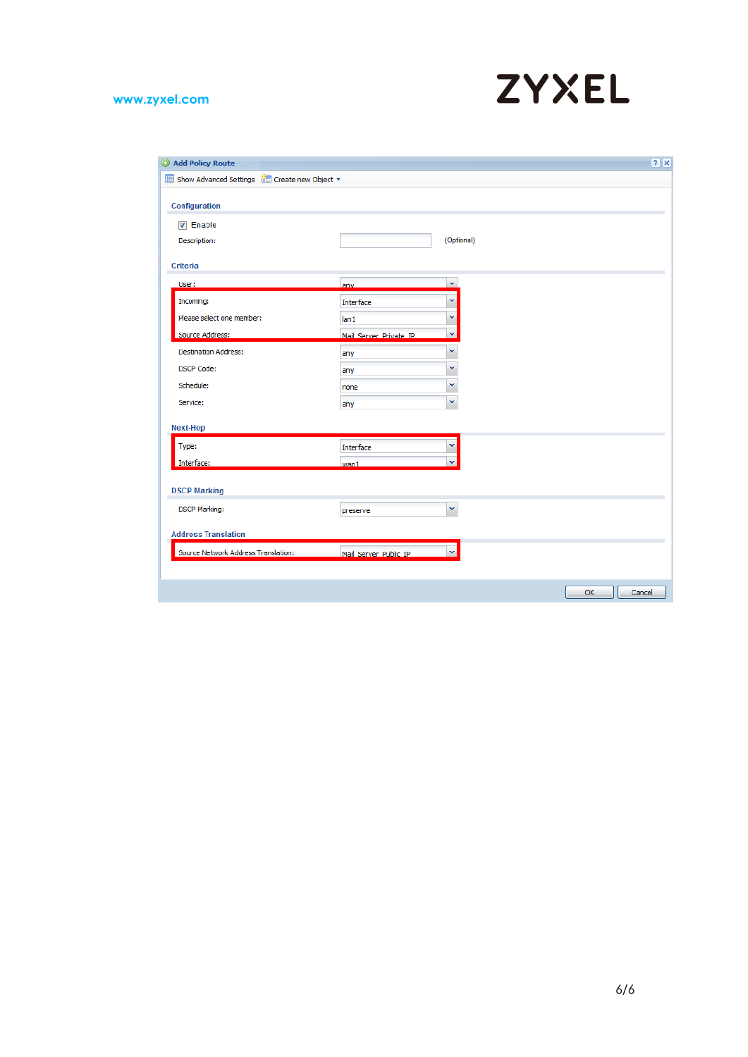**Add Policy Route**

Show Advanced Settings | Create new Object

### Configuration

- [x] Enable

Description: (Optional)

### Criteria

| | |
|---|---|
| User: | any |
| Incoming: | Interface |
| Please select one member: | lan1 |
| Source Address: | Mail_Server_Private_IP |
| Destination Address: | any |
| DSCP Code: | any |
| Schedule: | none |
| Service: | any |

### Next-Hop

| | |
|---|---|
| Type: | Interface |
| Interface: | wan1 |

### DSCP Marking

| | |
|---|---|
| DSCP Marking: | preserve |

### Address Translation

| | |
|---|---|
| Source Network Address Translation: | Mail_Server_Public_IP |

OK Cancel